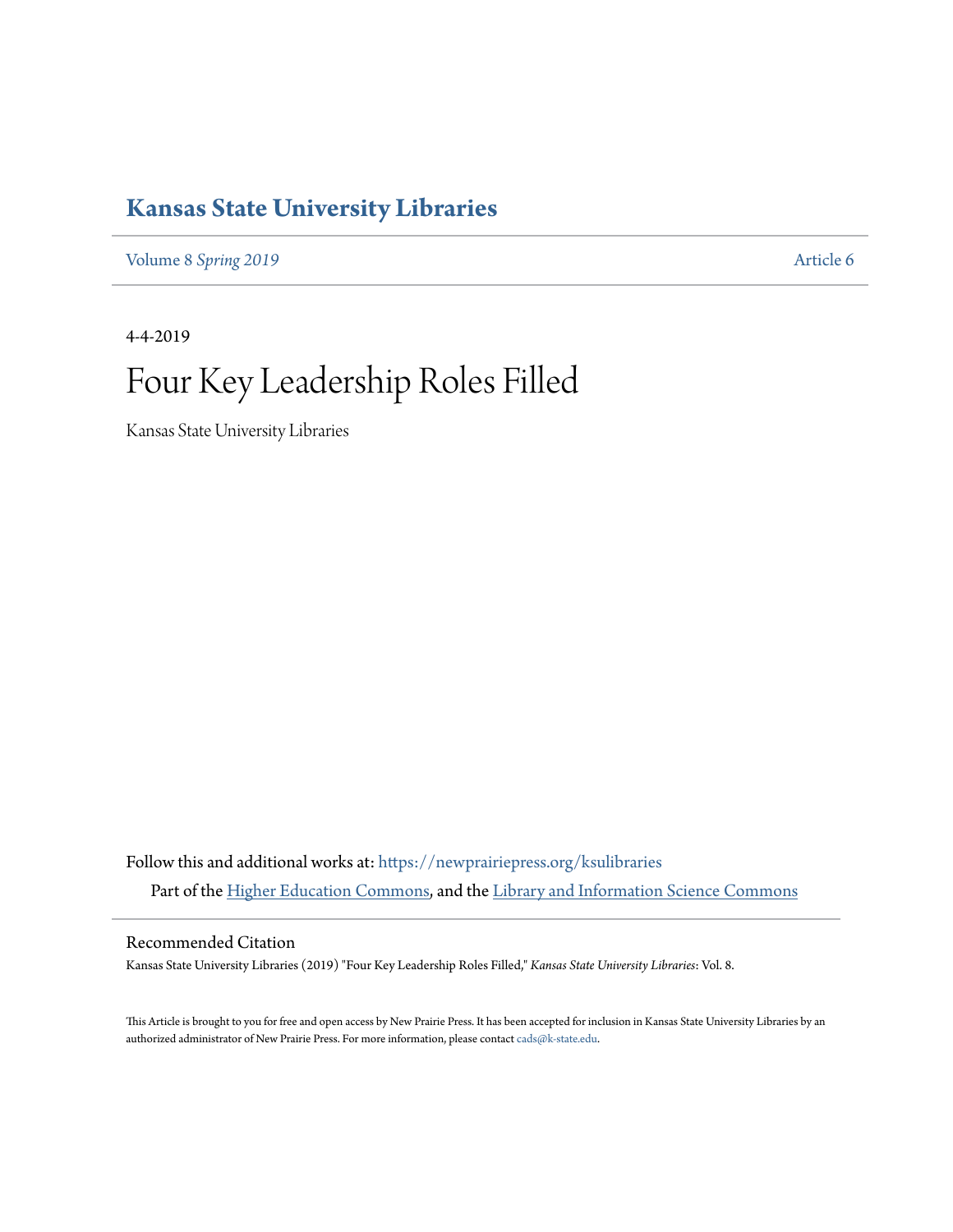# Kansas State University Libraries

Volume 8 *Spring 2019* Article 6

4-4-2019

## Four Key Leadership Roles Filled

Kansas State University Libraries

Follow this and additional works at: https://newprairiepress.org/ksulibraries

Part of the Higher Education Commons, and the Library and Information Science Commons

### Recommended Citation

Kansas State University Libraries (2019) "Four Key Leadership Roles Filled," *Kansas State University Libraries*: Vol. 8.

This Article is brought to you for free and open access by New Prairie Press. It has been accepted for inclusion in Kansas State University Libraries by an authorized administrator of New Prairie Press. For more information, please contact cads@k-state.edu.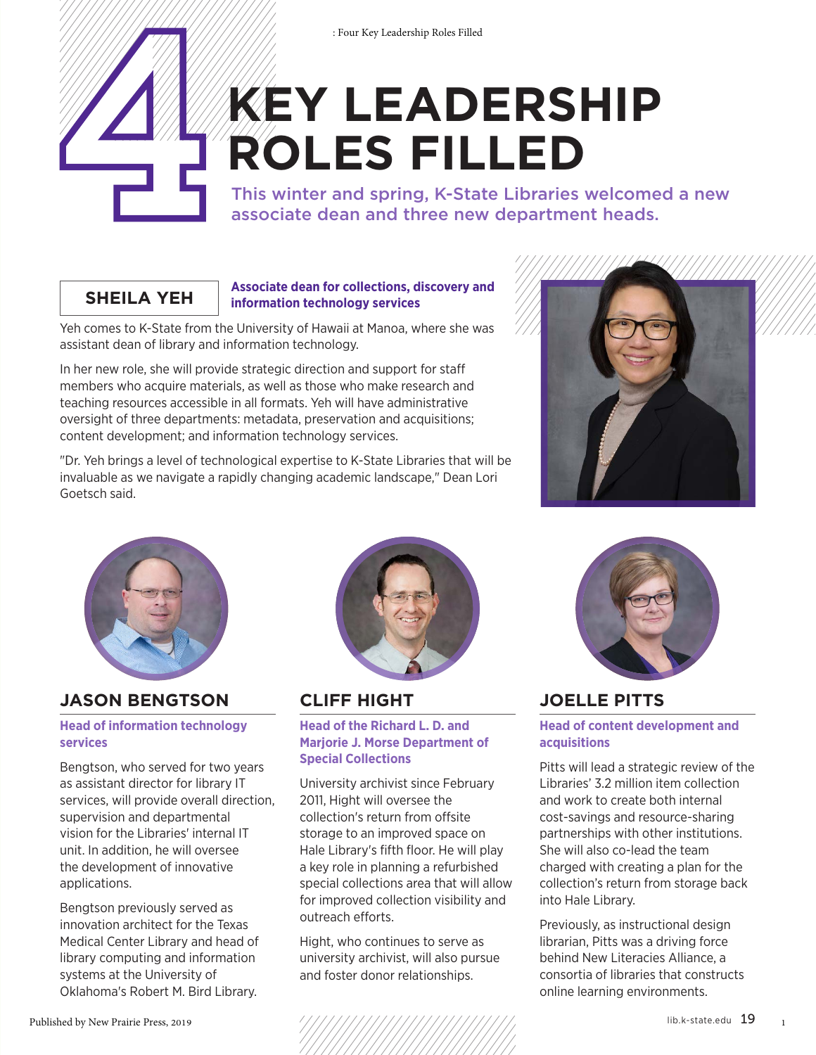# 4 KEY LEADERSHIP ROLES FILLED

This winter and spring, K-State Libraries welcomed a new associate dean and three new department heads.

## SHEILA YEH

**Associate dean for collections, discovery and information technology services**

Yeh comes to K-State from the University of Hawaii at Manoa, where she was assistant dean of library and information technology.

In her new role, she will provide strategic direction and support for staff members who acquire materials, as well as those who make research and teaching resources accessible in all formats. Yeh will have administrative oversight of three departments: metadata, preservation and acquisitions; content development; and information technology services.

"Dr. Yeh brings a level of technological expertise to K-State Libraries that will be invaluable as we navigate a rapidly changing academic landscape," Dean Lori Goetsch said.

## JASON BENGTSON

**Head of information technology services**

Bengtson, who served for two years as assistant director for library IT services, will provide overall direction, supervision and departmental vision for the Libraries' internal IT unit. In addition, he will oversee the development of innovative applications.

Bengtson previously served as innovation architect for the Texas Medical Center Library and head of library computing and information systems at the University of Oklahoma's Robert M. Bird Library.

## CLIFF HIGHT

**Head of the Richard L. D. and Marjorie J. Morse Department of Special Collections**

University archivist since February 2011, Hight will oversee the collection's return from offsite storage to an improved space on Hale Library's fifth floor. He will play a key role in planning a refurbished special collections area that will allow for improved collection visibility and outreach efforts.

Hight, who continues to serve as university archivist, will also pursue and foster donor relationships.

## JOELLE PITTS

**Head of content development and acquisitions**

Pitts will lead a strategic review of the Libraries' 3.2 million item collection and work to create both internal cost-savings and resource-sharing partnerships with other institutions. She will also co-lead the team charged with creating a plan for the collection's return from storage back into Hale Library.

Previously, as instructional design librarian, Pitts was a driving force behind New Literacies Alliance, a consortia of libraries that constructs online learning environments.